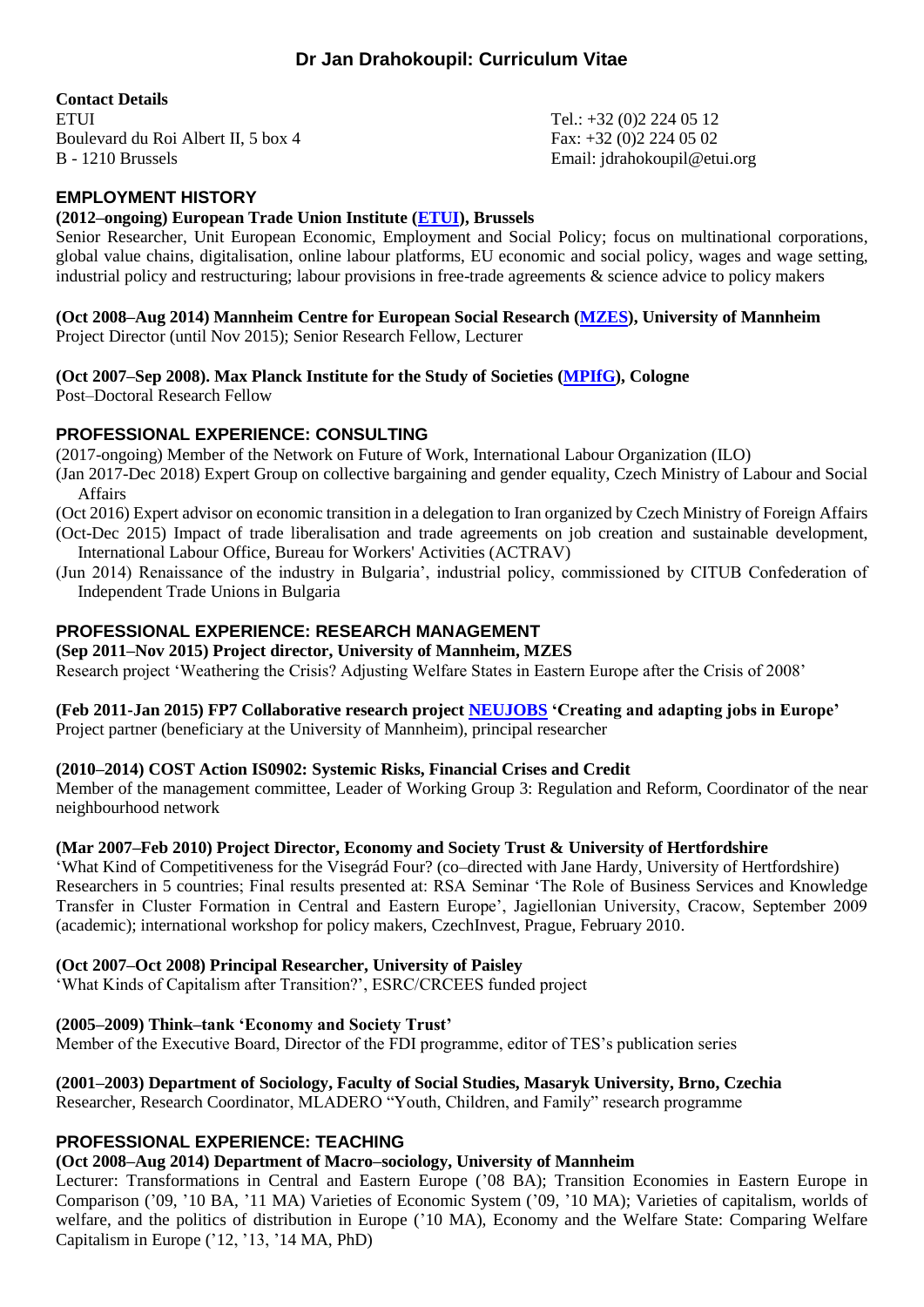# Dr Jan Drahokoupil: Curriculum Vitae

**Contact Details**

ETUI
Boulevard du Roi Albert II, 5 box 4
B - 1210 Brussels

Tel.: +32 (0)2 224 05 12
Fax: +32 (0)2 224 05 02
Email: jdrahokoupil@etui.org

## EMPLOYMENT HISTORY

**(2012–ongoing) European Trade Union Institute (ETUI), Brussels**
Senior Researcher, Unit European Economic, Employment and Social Policy; focus on multinational corporations, global value chains, digitalisation, online labour platforms, EU economic and social policy, wages and wage setting, industrial policy and restructuring; labour provisions in free-trade agreements & science advice to policy makers

**(Oct 2008–Aug 2014) Mannheim Centre for European Social Research (MZES), University of Mannheim**
Project Director (until Nov 2015); Senior Research Fellow, Lecturer

**(Oct 2007–Sep 2008). Max Planck Institute for the Study of Societies (MPIfG), Cologne**
Post–Doctoral Research Fellow

## PROFESSIONAL EXPERIENCE: CONSULTING

(2017-ongoing) Member of the Network on Future of Work, International Labour Organization (ILO)
(Jan 2017-Dec 2018) Expert Group on collective bargaining and gender equality, Czech Ministry of Labour and Social Affairs
(Oct 2016) Expert advisor on economic transition in a delegation to Iran organized by Czech Ministry of Foreign Affairs
(Oct-Dec 2015) Impact of trade liberalisation and trade agreements on job creation and sustainable development, International Labour Office, Bureau for Workers' Activities (ACTRAV)
(Jun 2014) Renaissance of the industry in Bulgaria', industrial policy, commissioned by CITUB Confederation of Independent Trade Unions in Bulgaria

## PROFESSIONAL EXPERIENCE: RESEARCH MANAGEMENT

**(Sep 2011–Nov 2015) Project director, University of Mannheim, MZES**
Research project 'Weathering the Crisis? Adjusting Welfare States in Eastern Europe after the Crisis of 2008'

**(Feb 2011-Jan 2015) FP7 Collaborative research project NEUJOBS 'Creating and adapting jobs in Europe'**
Project partner (beneficiary at the University of Mannheim), principal researcher

**(2010–2014) COST Action IS0902: Systemic Risks, Financial Crises and Credit**
Member of the management committee, Leader of Working Group 3: Regulation and Reform, Coordinator of the near neighbourhood network

**(Mar 2007–Feb 2010) Project Director, Economy and Society Trust & University of Hertfordshire**
'What Kind of Competitiveness for the Visegrád Four? (co–directed with Jane Hardy, University of Hertfordshire) Researchers in 5 countries; Final results presented at: RSA Seminar 'The Role of Business Services and Knowledge Transfer in Cluster Formation in Central and Eastern Europe', Jagiellonian University, Cracow, September 2009 (academic); international workshop for policy makers, CzechInvest, Prague, February 2010.

**(Oct 2007–Oct 2008) Principal Researcher, University of Paisley**
'What Kinds of Capitalism after Transition?', ESRC/CRCEES funded project

**(2005–2009) Think–tank 'Economy and Society Trust'**
Member of the Executive Board, Director of the FDI programme, editor of TES's publication series

**(2001–2003) Department of Sociology, Faculty of Social Studies, Masaryk University, Brno, Czechia**
Researcher, Research Coordinator, MLADERO "Youth, Children, and Family" research programme

## PROFESSIONAL EXPERIENCE: TEACHING

**(Oct 2008–Aug 2014) Department of Macro–sociology, University of Mannheim**
Lecturer: Transformations in Central and Eastern Europe ('08 BA); Transition Economies in Eastern Europe in Comparison ('09, '10 BA, '11 MA) Varieties of Economic System ('09, '10 MA); Varieties of capitalism, worlds of welfare, and the politics of distribution in Europe ('10 MA), Economy and the Welfare State: Comparing Welfare Capitalism in Europe ('12, '13, '14 MA, PhD)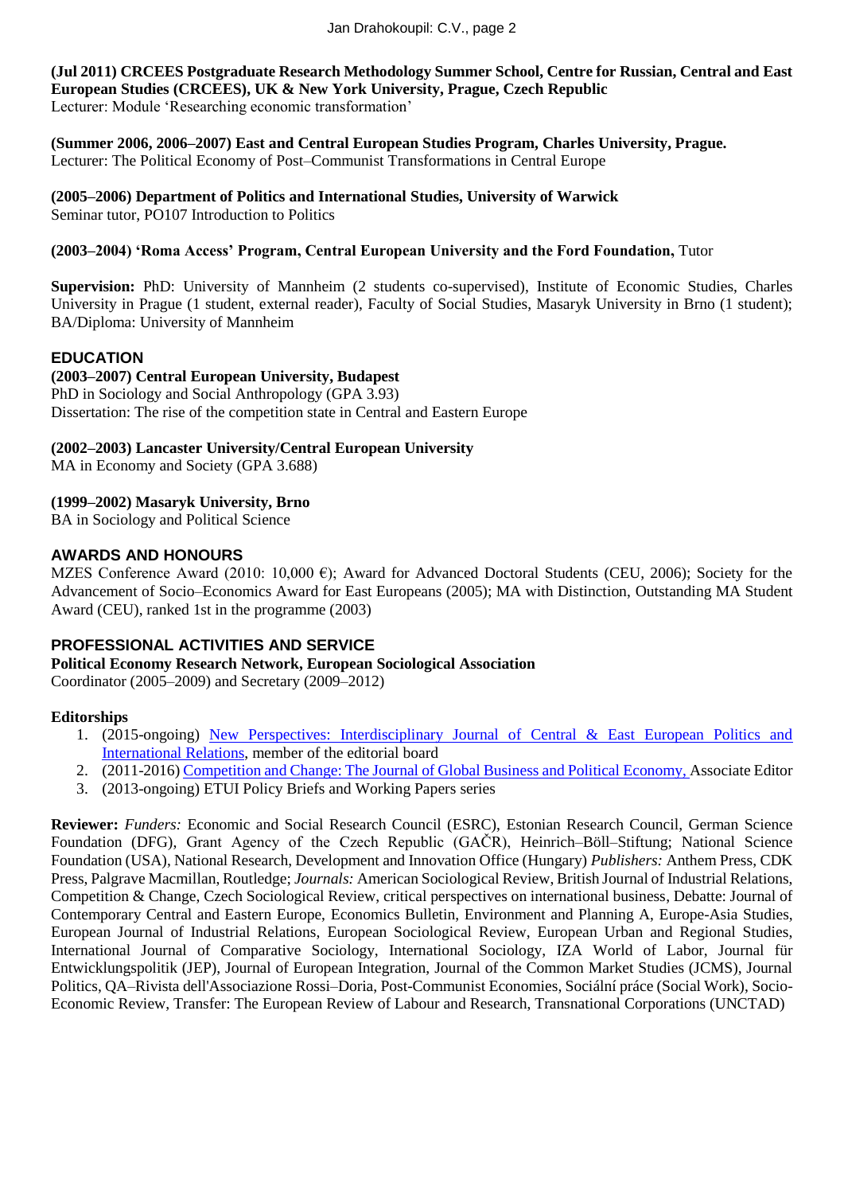**(Jul 2011) CRCEES Postgraduate Research Methodology Summer School, Centre for Russian, Central and East European Studies (CRCEES), UK & New York University, Prague, Czech Republic**
Lecturer: Module 'Researching economic transformation'

**(Summer 2006, 2006–2007) East and Central European Studies Program, Charles University, Prague.**
Lecturer: The Political Economy of Post–Communist Transformations in Central Europe

**(2005–2006) Department of Politics and International Studies, University of Warwick**
Seminar tutor, PO107 Introduction to Politics

**(2003–2004) 'Roma Access' Program, Central European University and the Ford Foundation,** Tutor

**Supervision:** PhD: University of Mannheim (2 students co-supervised), Institute of Economic Studies, Charles University in Prague (1 student, external reader), Faculty of Social Studies, Masaryk University in Brno (1 student); BA/Diploma: University of Mannheim

## EDUCATION

**(2003–2007) Central European University, Budapest**
PhD in Sociology and Social Anthropology (GPA 3.93)
Dissertation: The rise of the competition state in Central and Eastern Europe

**(2002–2003) Lancaster University/Central European University**
MA in Economy and Society (GPA 3.688)

**(1999–2002) Masaryk University, Brno**
BA in Sociology and Political Science

## AWARDS AND HONOURS

MZES Conference Award (2010: 10,000 €); Award for Advanced Doctoral Students (CEU, 2006); Society for the Advancement of Socio–Economics Award for East Europeans (2005); MA with Distinction, Outstanding MA Student Award (CEU), ranked 1st in the programme (2003)

## PROFESSIONAL ACTIVITIES AND SERVICE

**Political Economy Research Network, European Sociological Association**
Coordinator (2005–2009) and Secretary (2009–2012)

**Editorships**

1. (2015-ongoing) New Perspectives: Interdisciplinary Journal of Central & East European Politics and International Relations, member of the editorial board
2. (2011-2016) Competition and Change: The Journal of Global Business and Political Economy, Associate Editor
3. (2013-ongoing) ETUI Policy Briefs and Working Papers series

**Reviewer:** *Funders:* Economic and Social Research Council (ESRC), Estonian Research Council, German Science Foundation (DFG), Grant Agency of the Czech Republic (GAČR), Heinrich–Böll–Stiftung; National Science Foundation (USA), National Research, Development and Innovation Office (Hungary) *Publishers:* Anthem Press, CDK Press, Palgrave Macmillan, Routledge; *Journals:* American Sociological Review, British Journal of Industrial Relations, Competition & Change, Czech Sociological Review, critical perspectives on international business, Debatte: Journal of Contemporary Central and Eastern Europe, Economics Bulletin, Environment and Planning A, Europe-Asia Studies, European Journal of Industrial Relations, European Sociological Review, European Urban and Regional Studies, International Journal of Comparative Sociology, International Sociology, IZA World of Labor, Journal für Entwicklungspolitik (JEP), Journal of European Integration, Journal of the Common Market Studies (JCMS), Journal Politics, QA–Rivista dell'Associazione Rossi–Doria, Post-Communist Economies, Sociální práce (Social Work), Socio-Economic Review, Transfer: The European Review of Labour and Research, Transnational Corporations (UNCTAD)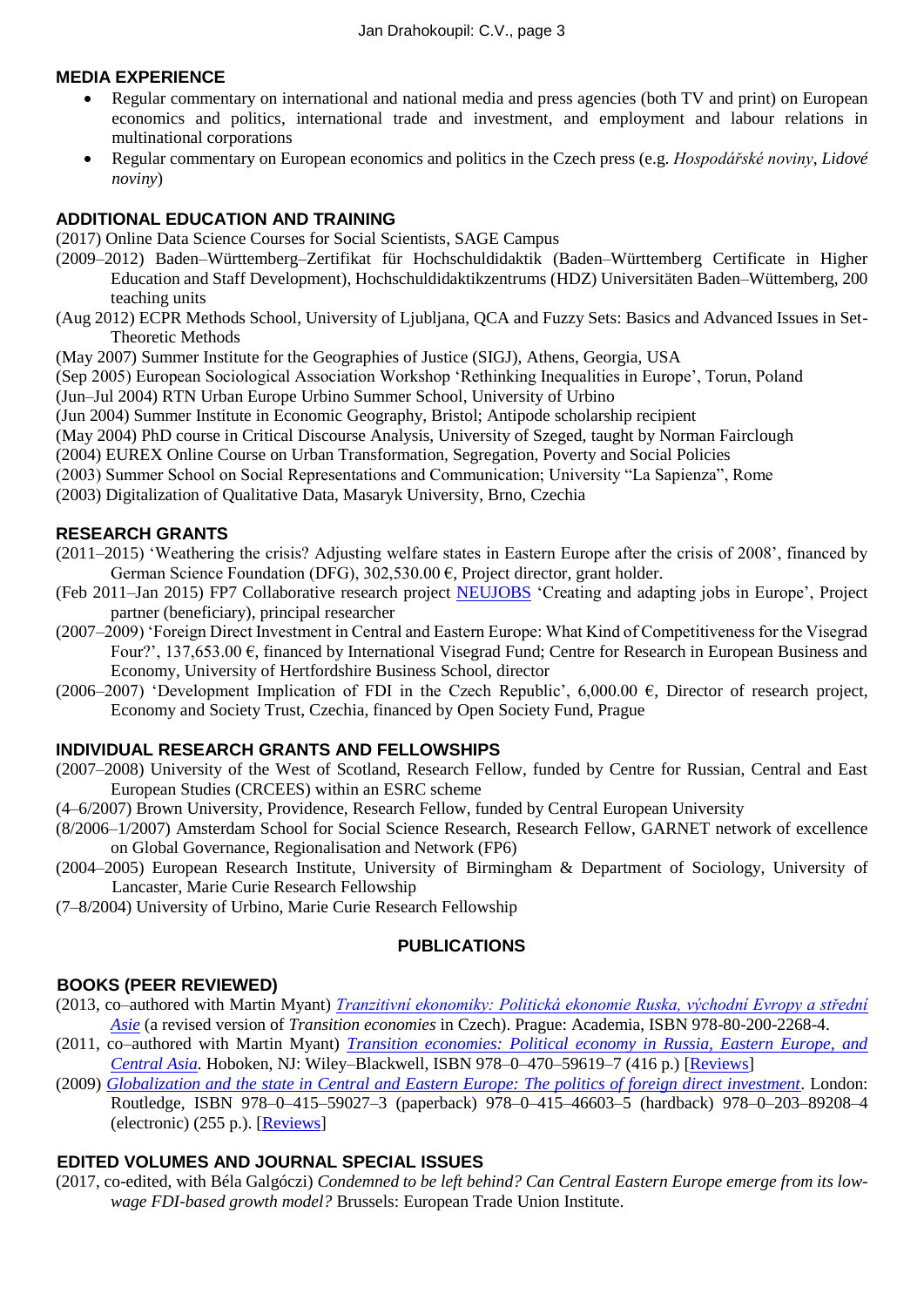## MEDIA EXPERIENCE

- Regular commentary on international and national media and press agencies (both TV and print) on European economics and politics, international trade and investment, and employment and labour relations in multinational corporations
- Regular commentary on European economics and politics in the Czech press (e.g. *Hospodářské noviny*, *Lidové noviny*)

## ADDITIONAL EDUCATION AND TRAINING

(2017) Online Data Science Courses for Social Scientists, SAGE Campus

(2009–2012) Baden–Württemberg–Zertifikat für Hochschuldidaktik (Baden–Württemberg Certificate in Higher Education and Staff Development), Hochschuldidaktikzentrums (HDZ) Universitäten Baden–Wüttemberg, 200 teaching units

(Aug 2012) ECPR Methods School, University of Ljubljana, QCA and Fuzzy Sets: Basics and Advanced Issues in Set-Theoretic Methods

(May 2007) Summer Institute for the Geographies of Justice (SIGJ), Athens, Georgia, USA

(Sep 2005) European Sociological Association Workshop 'Rethinking Inequalities in Europe', Torun, Poland

(Jun–Jul 2004) RTN Urban Europe Urbino Summer School, University of Urbino

(Jun 2004) Summer Institute in Economic Geography, Bristol; Antipode scholarship recipient

(May 2004) PhD course in Critical Discourse Analysis, University of Szeged, taught by Norman Fairclough

(2004) EUREX Online Course on Urban Transformation, Segregation, Poverty and Social Policies

(2003) Summer School on Social Representations and Communication; University "La Sapienza", Rome

(2003) Digitalization of Qualitative Data, Masaryk University, Brno, Czechia

## RESEARCH GRANTS

(2011–2015) 'Weathering the crisis? Adjusting welfare states in Eastern Europe after the crisis of 2008', financed by German Science Foundation (DFG), 302,530.00 €, Project director, grant holder.

(Feb 2011–Jan 2015) FP7 Collaborative research project [NEUJOBS] 'Creating and adapting jobs in Europe', Project partner (beneficiary), principal researcher

(2007–2009) 'Foreign Direct Investment in Central and Eastern Europe: What Kind of Competitiveness for the Visegrad Four?', 137,653.00 €, financed by International Visegrad Fund; Centre for Research in European Business and Economy, University of Hertfordshire Business School, director

(2006–2007) 'Development Implication of FDI in the Czech Republic', 6,000.00 €, Director of research project, Economy and Society Trust, Czechia, financed by Open Society Fund, Prague

## INDIVIDUAL RESEARCH GRANTS AND FELLOWSHIPS

(2007–2008) University of the West of Scotland, Research Fellow, funded by Centre for Russian, Central and East European Studies (CRCEES) within an ESRC scheme

(4–6/2007) Brown University, Providence, Research Fellow, funded by Central European University

(8/2006–1/2007) Amsterdam School for Social Science Research, Research Fellow, GARNET network of excellence on Global Governance, Regionalisation and Network (FP6)

(2004–2005) European Research Institute, University of Birmingham & Department of Sociology, University of Lancaster, Marie Curie Research Fellowship

(7–8/2004) University of Urbino, Marie Curie Research Fellowship

# PUBLICATIONS

## BOOKS (PEER REVIEWED)

(2013, co–authored with Martin Myant) *[Tranzitivní ekonomiky: Politická ekonomie Ruska, východní Evropy a střední Asie]* (a revised version of *Transition economies* in Czech). Prague: Academia, ISBN 978-80-200-2268-4.

(2011, co–authored with Martin Myant) *[Transition economies: Political economy in Russia, Eastern Europe, and Central Asia]*. Hoboken, NJ: Wiley–Blackwell, ISBN 978–0–470–59619–7 (416 p.) [[Reviews]]

(2009) *[Globalization and the state in Central and Eastern Europe: The politics of foreign direct investment]*. London: Routledge, ISBN 978–0–415–59027–3 (paperback) 978–0–415–46603–5 (hardback) 978–0–203–89208–4 (electronic) (255 p.). [[Reviews]]

## EDITED VOLUMES AND JOURNAL SPECIAL ISSUES

(2017, co-edited, with Béla Galgóczi) *Condemned to be left behind? Can Central Eastern Europe emerge from its low-wage FDI-based growth model?* Brussels: European Trade Union Institute.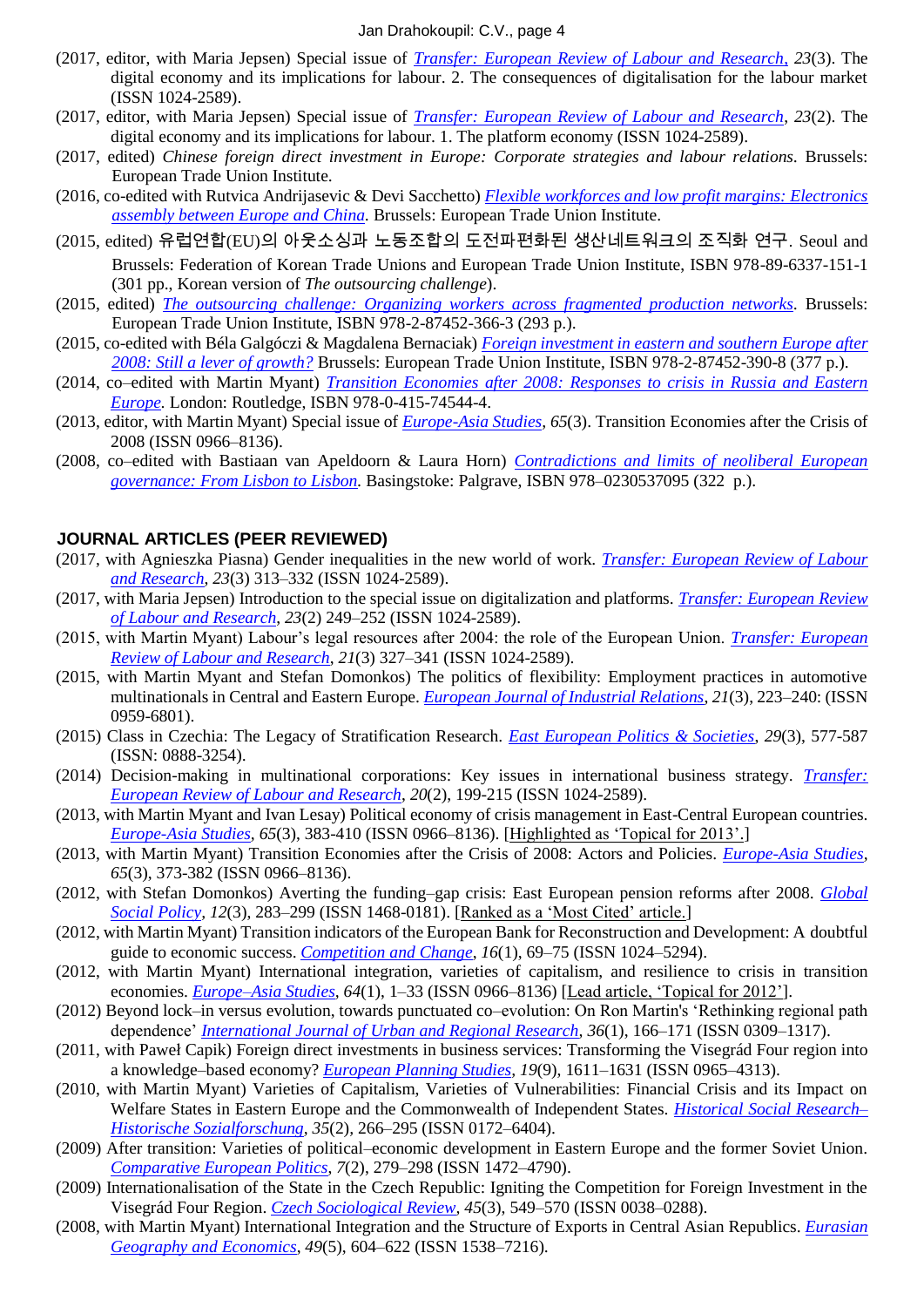- (2017, editor, with Maria Jepsen) Special issue of *Transfer: European Review of Labour and Research*, *23*(3). The digital economy and its implications for labour. 2. The consequences of digitalisation for the labour market (ISSN 1024-2589).
- (2017, editor, with Maria Jepsen) Special issue of *Transfer: European Review of Labour and Research*, *23*(2). The digital economy and its implications for labour. 1. The platform economy (ISSN 1024-2589).
- (2017, edited) *Chinese foreign direct investment in Europe: Corporate strategies and labour relations*. Brussels: European Trade Union Institute.
- (2016, co-edited with Rutvica Andrijasevic & Devi Sacchetto) *Flexible workforces and low profit margins: Electronics assembly between Europe and China.* Brussels: European Trade Union Institute.
- (2015, edited) 유럽연합(EU)의 아웃소싱과 노동조합의 도전파편화된 생산네트워크의 조직화 연구. Seoul and Brussels: Federation of Korean Trade Unions and European Trade Union Institute, ISBN 978-89-6337-151-1 (301 pp., Korean version of *The outsourcing challenge*).
- (2015, edited) *The outsourcing challenge: Organizing workers across fragmented production networks*. Brussels: European Trade Union Institute, ISBN 978-2-87452-366-3 (293 p.).
- (2015, co-edited with Béla Galgóczi & Magdalena Bernaciak) *Foreign investment in eastern and southern Europe after 2008: Still a lever of growth?* Brussels: European Trade Union Institute, ISBN 978-2-87452-390-8 (377 p.).
- (2014, co–edited with Martin Myant) *Transition Economies after 2008: Responses to crisis in Russia and Eastern Europe*. London: Routledge, ISBN 978-0-415-74544-4.
- (2013, editor, with Martin Myant) Special issue of *Europe-Asia Studies*, *65*(3). Transition Economies after the Crisis of 2008 (ISSN 0966–8136).
- (2008, co–edited with Bastiaan van Apeldoorn & Laura Horn) *Contradictions and limits of neoliberal European governance: From Lisbon to Lisbon.* Basingstoke: Palgrave, ISBN 978–0230537095 (322 p.).

## JOURNAL ARTICLES (PEER REVIEWED)

- (2017, with Agnieszka Piasna) Gender inequalities in the new world of work. *Transfer: European Review of Labour and Research*, *23*(3) 313–332 (ISSN 1024-2589).
- (2017, with Maria Jepsen) Introduction to the special issue on digitalization and platforms. *Transfer: European Review of Labour and Research*, *23*(2) 249–252 (ISSN 1024-2589).
- (2015, with Martin Myant) Labour's legal resources after 2004: the role of the European Union. *Transfer: European Review of Labour and Research*, *21*(3) 327–341 (ISSN 1024-2589).
- (2015, with Martin Myant and Stefan Domonkos) The politics of flexibility: Employment practices in automotive multinationals in Central and Eastern Europe. *European Journal of Industrial Relations*, *21*(3), 223–240: (ISSN 0959-6801).
- (2015) Class in Czechia: The Legacy of Stratification Research. *East European Politics & Societies*, *29*(3), 577-587 (ISSN: 0888-3254).
- (2014) Decision-making in multinational corporations: Key issues in international business strategy. *Transfer: European Review of Labour and Research*, *20*(2), 199-215 (ISSN 1024-2589).
- (2013, with Martin Myant and Ivan Lesay) Political economy of crisis management in East-Central European countries. *Europe-Asia Studies*, *65*(3), 383-410 (ISSN 0966–8136). [Highlighted as 'Topical for 2013'.]
- (2013, with Martin Myant) Transition Economies after the Crisis of 2008: Actors and Policies. *Europe-Asia Studies*, *65*(3), 373-382 (ISSN 0966–8136).
- (2012, with Stefan Domonkos) Averting the funding–gap crisis: East European pension reforms after 2008. *Global Social Policy*, *12*(3), 283–299 (ISSN 1468-0181). [Ranked as a 'Most Cited' article.]
- (2012, with Martin Myant) Transition indicators of the European Bank for Reconstruction and Development: A doubtful guide to economic success. *Competition and Change*, *16*(1), 69–75 (ISSN 1024–5294).
- (2012, with Martin Myant) International integration, varieties of capitalism, and resilience to crisis in transition economies. *Europe–Asia Studies*, *64*(1), 1–33 (ISSN 0966–8136) [Lead article, 'Topical for 2012'].
- (2012) Beyond lock–in versus evolution, towards punctuated co–evolution: On Ron Martin's 'Rethinking regional path dependence' *International Journal of Urban and Regional Research*, *36*(1), 166–171 (ISSN 0309–1317).
- (2011, with Paweł Capik) Foreign direct investments in business services: Transforming the Visegrád Four region into a knowledge–based economy? *European Planning Studies*, *19*(9), 1611–1631 (ISSN 0965–4313).
- (2010, with Martin Myant) Varieties of Capitalism, Varieties of Vulnerabilities: Financial Crisis and its Impact on Welfare States in Eastern Europe and the Commonwealth of Independent States. *Historical Social Research–Historische Sozialforschung*, *35*(2), 266–295 (ISSN 0172–6404).
- (2009) After transition: Varieties of political–economic development in Eastern Europe and the former Soviet Union. *Comparative European Politics*, *7*(2), 279–298 (ISSN 1472–4790).
- (2009) Internationalisation of the State in the Czech Republic: Igniting the Competition for Foreign Investment in the Visegrád Four Region. *Czech Sociological Review*, *45*(3), 549–570 (ISSN 0038–0288).
- (2008, with Martin Myant) International Integration and the Structure of Exports in Central Asian Republics. *Eurasian Geography and Economics*, *49*(5), 604–622 (ISSN 1538–7216).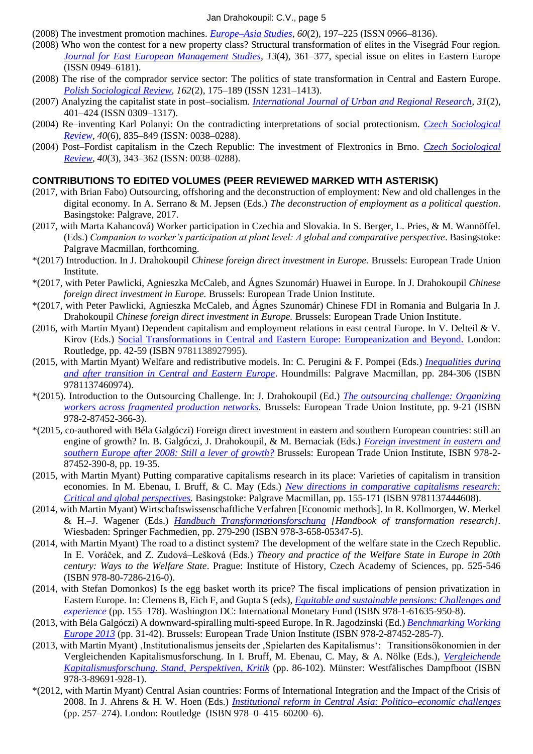- (2008) The investment promotion machines. *Europe–Asia Studies*, *60*(2), 197–225 (ISSN 0966–8136).
- (2008) Who won the contest for a new property class? Structural transformation of elites in the Visegrád Four region. *Journal for East European Management Studies*, *13*(4), 361–377, special issue on elites in Eastern Europe (ISSN 0949–6181).
- (2008) The rise of the comprador service sector: The politics of state transformation in Central and Eastern Europe. *Polish Sociological Review*, *162*(2), 175–189 (ISSN 1231–1413).
- (2007) Analyzing the capitalist state in post–socialism. *International Journal of Urban and Regional Research*, *31*(2), 401–424 (ISSN 0309–1317).
- (2004) Re–inventing Karl Polanyi: On the contradicting interpretations of social protectionism. *Czech Sociological Review*, *40*(6), 835–849 (ISSN: 0038–0288).
- (2004) Post–Fordist capitalism in the Czech Republic: The investment of Flextronics in Brno. *Czech Sociological Review*, *40*(3), 343–362 (ISSN: 0038–0288).

## CONTRIBUTIONS TO EDITED VOLUMES (PEER REVIEWED MARKED WITH ASTERISK)

- (2017, with Brian Fabo) Outsourcing, offshoring and the deconstruction of employment: New and old challenges in the digital economy. In A. Serrano & M. Jepsen (Eds.) *The deconstruction of employment as a political question*. Basingstoke: Palgrave, 2017.
- (2017, with Marta Kahancová) Worker participation in Czechia and Slovakia. In S. Berger, L. Pries, & M. Wannöffel. (Eds.) *Companion to worker's participation at plant level: A global and comparative perspective*. Basingstoke: Palgrave Macmillan, forthcoming.
- *(2017) Introduction. In J. Drahokoupil *Chinese foreign direct investment in Europe.* Brussels: European Trade Union Institute.
- *(2017, with Peter Pawlicki, Agnieszka McCaleb, and Ágnes Szunomár) Huawei in Europe. In J. Drahokoupil *Chinese foreign direct investment in Europe.* Brussels: European Trade Union Institute.
- *(2017, with Peter Pawlicki, Agnieszka McCaleb, and Ágnes Szunomár) Chinese FDI in Romania and Bulgaria In J. Drahokoupil *Chinese foreign direct investment in Europe.* Brussels: European Trade Union Institute.
- (2016, with Martin Myant) Dependent capitalism and employment relations in east central Europe. In V. Delteil & V. Kirov (Eds.) Social Transformations in Central and Eastern Europe: Europeanization and Beyond. London: Routledge, pp. 42-59 (ISBN 9781138927995).
- (2015, with Martin Myant) Welfare and redistributive models. In: C. Perugini & F. Pompei (Eds.) *Inequalities during and after transition in Central and Eastern Europe*. Houndmills: Palgrave Macmillan, pp. 284-306 (ISBN 9781137460974).
- *(2015). Introduction to the Outsourcing Challenge. In: J. Drahokoupil (Ed.) *The outsourcing challenge: Organizing workers across fragmented production networks.* Brussels: European Trade Union Institute, pp. 9-21 (ISBN 978-2-87452-366-3).
- *(2015, co-authored with Béla Galgóczi) Foreign direct investment in eastern and southern European countries: still an engine of growth? In. B. Galgóczi, J. Drahokoupil, & M. Bernaciak (Eds.) *Foreign investment in eastern and southern Europe after 2008: Still a lever of growth?* Brussels: European Trade Union Institute, ISBN 978-2-87452-390-8, pp. 19-35.
- (2015, with Martin Myant) Putting comparative capitalisms research in its place: Varieties of capitalism in transition economies. In M. Ebenau, I. Bruff, & C. May (Eds.) *New directions in comparative capitalisms research: Critical and global perspectives.* Basingstoke: Palgrave Macmillan, pp. 155-171 (ISBN 9781137444608).
- (2014, with Martin Myant) Wirtschaftswissenschaftliche Verfahren [Economic methods]. In R. Kollmorgen, W. Merkel & H.–J. Wagener (Eds.) *Handbuch Transformationsforschung [Handbook of transformation research]*. Wiesbaden: Springer Fachmedien, pp. 279-290 (ISBN 978-3-658-05347-5).
- (2014, with Martin Myant) The road to a distinct system? The development of the welfare state in the Czech Republic. In E. Voráček, and Z. Zudová–Lešková (Eds.) *Theory and practice of the Welfare State in Europe in 20th century: Ways to the Welfare State*. Prague: Institute of History, Czech Academy of Sciences, pp. 525-546 (ISBN 978-80-7286-216-0).
- (2014, with Stefan Domonkos) Is the egg basket worth its price? The fiscal implications of pension privatization in Eastern Europe. In: Clemens B, Eich F, and Gupta S (eds), *Equitable and sustainable pensions: Challenges and experience* (pp. 155–178). Washington DC: International Monetary Fund (ISBN 978-1-61635-950-8).
- (2013, with Béla Galgóczi) A downward-spiralling multi-speed Europe. In R. Jagodzinski (Ed.) *Benchmarking Working Europe 2013* (pp. 31-42). Brussels: European Trade Union Institute (ISBN 978-2-87452-285-7).
- (2013, with Martin Myant) ‚Institutionalismus jenseits der ‚Spielarten des Kapitalismus': Transitionsökonomien in der Vergleichenden Kapitalismusforschung. In I. Bruff, M. Ebenau, C. May, & A. Nölke (Eds.), *Vergleichende Kapitalismusforschung. Stand, Perspektiven, Kritik* (pp. 86-102). Münster: Westfälisches Dampfboot (ISBN 978-3-89691-928-1).
- *(2012, with Martin Myant) Central Asian countries: Forms of International Integration and the Impact of the Crisis of 2008. In J. Ahrens & H. W. Hoen (Eds.) *Institutional reform in Central Asia: Politico–economic challenges* (pp. 257–274). London: Routledge (ISBN 978–0–415–60200–6).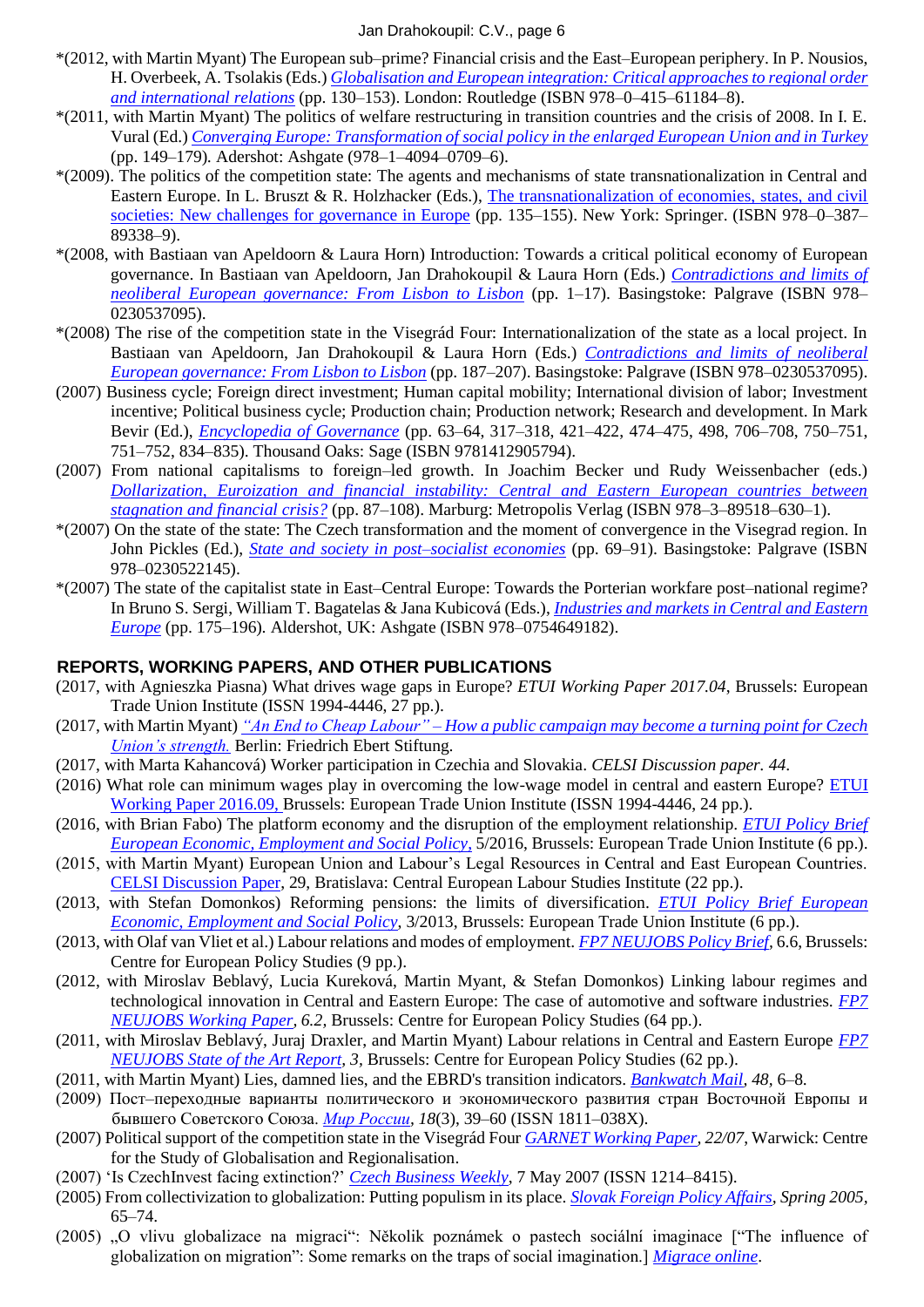- *(2012, with Martin Myant) The European sub–prime? Financial crisis and the East–European periphery. In P. Nousios, H. Overbeek, A. Tsolakis (Eds.) *Globalisation and European integration: Critical approaches to regional order and international relations* (pp. 130–153). London: Routledge (ISBN 978–0–415–61184–8).
- *(2011, with Martin Myant) The politics of welfare restructuring in transition countries and the crisis of 2008. In I. E. Vural (Ed.) *Converging Europe: Transformation of social policy in the enlarged European Union and in Turkey* (pp. 149–179). Adershot: Ashgate (978–1–4094–0709–6).
- *(2009). The politics of the competition state: The agents and mechanisms of state transnationalization in Central and Eastern Europe. In L. Bruszt & R. Holzhacker (Eds.), The transnationalization of economies, states, and civil societies: New challenges for governance in Europe (pp. 135–155). New York: Springer. (ISBN 978–0–387–89338–9).
- *(2008, with Bastiaan van Apeldoorn & Laura Horn) Introduction: Towards a critical political economy of European governance. In Bastiaan van Apeldoorn, Jan Drahokoupil & Laura Horn (Eds.) *Contradictions and limits of neoliberal European governance: From Lisbon to Lisbon* (pp. 1–17). Basingstoke: Palgrave (ISBN 978–0230537095).
- *(2008) The rise of the competition state in the Visegrád Four: Internationalization of the state as a local project. In Bastiaan van Apeldoorn, Jan Drahokoupil & Laura Horn (Eds.) *Contradictions and limits of neoliberal European governance: From Lisbon to Lisbon* (pp. 187–207). Basingstoke: Palgrave (ISBN 978–0230537095).
- (2007) Business cycle; Foreign direct investment; Human capital mobility; International division of labor; Investment incentive; Political business cycle; Production chain; Production network; Research and development. In Mark Bevir (Ed.), *Encyclopedia of Governance* (pp. 63–64, 317–318, 421–422, 474–475, 498, 706–708, 750–751, 751–752, 834–835). Thousand Oaks: Sage (ISBN 9781412905794).
- (2007) From national capitalisms to foreign–led growth. In Joachim Becker und Rudy Weissenbacher (eds.) *Dollarization, Euroization and financial instability: Central and Eastern European countries between stagnation and financial crisis?* (pp. 87–108). Marburg: Metropolis Verlag (ISBN 978–3–89518–630–1).
- *(2007) On the state of the state: The Czech transformation and the moment of convergence in the Visegrad region. In John Pickles (Ed.), *State and society in post–socialist economies* (pp. 69–91). Basingstoke: Palgrave (ISBN 978–0230522145).
- *(2007) The state of the capitalist state in East–Central Europe: Towards the Porterian workfare post–national regime? In Bruno S. Sergi, William T. Bagatelas & Jana Kubicová (Eds.), *Industries and markets in Central and Eastern Europe* (pp. 175–196). Aldershot, UK: Ashgate (ISBN 978–0754649182).

## REPORTS, WORKING PAPERS, AND OTHER PUBLICATIONS

- (2017, with Agnieszka Piasna) What drives wage gaps in Europe? *ETUI Working Paper 2017.04*, Brussels: European Trade Union Institute (ISSN 1994-4446, 27 pp.).
- (2017, with Martin Myant) *"An End to Cheap Labour" – How a public campaign may become a turning point for Czech Union's strength.* Berlin: Friedrich Ebert Stiftung.
- (2017, with Marta Kahancová) Worker participation in Czechia and Slovakia. *CELSI Discussion paper. 44*.
- (2016) What role can minimum wages play in overcoming the low-wage model in central and eastern Europe? ETUI Working Paper 2016.09, Brussels: European Trade Union Institute (ISSN 1994-4446, 24 pp.).
- (2016, with Brian Fabo) The platform economy and the disruption of the employment relationship. *ETUI Policy Brief European Economic, Employment and Social Policy*, 5/2016, Brussels: European Trade Union Institute (6 pp.).
- (2015, with Martin Myant) European Union and Labour's Legal Resources in Central and East European Countries. CELSI Discussion Paper, 29, Bratislava: Central European Labour Studies Institute (22 pp.).
- (2013, with Stefan Domonkos) Reforming pensions: the limits of diversification. *ETUI Policy Brief European Economic, Employment and Social Policy*, 3/2013, Brussels: European Trade Union Institute (6 pp.).
- (2013, with Olaf van Vliet et al.) Labour relations and modes of employment. *FP7 NEUJOBS Policy Brief*, 6.6, Brussels: Centre for European Policy Studies (9 pp.).
- (2012, with Miroslav Beblavý, Lucia Kureková, Martin Myant, & Stefan Domonkos) Linking labour regimes and technological innovation in Central and Eastern Europe: The case of automotive and software industries. *FP7 NEUJOBS Working Paper*, *6.2*, Brussels: Centre for European Policy Studies (64 pp.).
- (2011, with Miroslav Beblavý, Juraj Draxler, and Martin Myant) Labour relations in Central and Eastern Europe *FP7 NEUJOBS State of the Art Report*, *3*, Brussels: Centre for European Policy Studies (62 pp.).
- (2011, with Martin Myant) Lies, damned lies, and the EBRD's transition indicators. *Bankwatch Mail*, *48*, 6–8.
- (2009) Пост–переходные варианты политического и экономического развития стран Восточной Европы и бывшего Советского Союза. *Мир России*, *18*(3), 39–60 (ISSN 1811–038X).
- (2007) Political support of the competition state in the Visegrád Four *GARNET Working Paper*, *22/07*, Warwick: Centre for the Study of Globalisation and Regionalisation.
- (2007) 'Is CzechInvest facing extinction?' *Czech Business Weekly*, 7 May 2007 (ISSN 1214–8415).
- (2005) From collectivization to globalization: Putting populism in its place. *Slovak Foreign Policy Affairs*, *Spring 2005*, 65–74.
- (2005) „O vlivu globalizace na migraci": Několik poznámek o pastech sociální imaginace ["The influence of globalization on migration": Some remarks on the traps of social imagination.] *Migrace online*.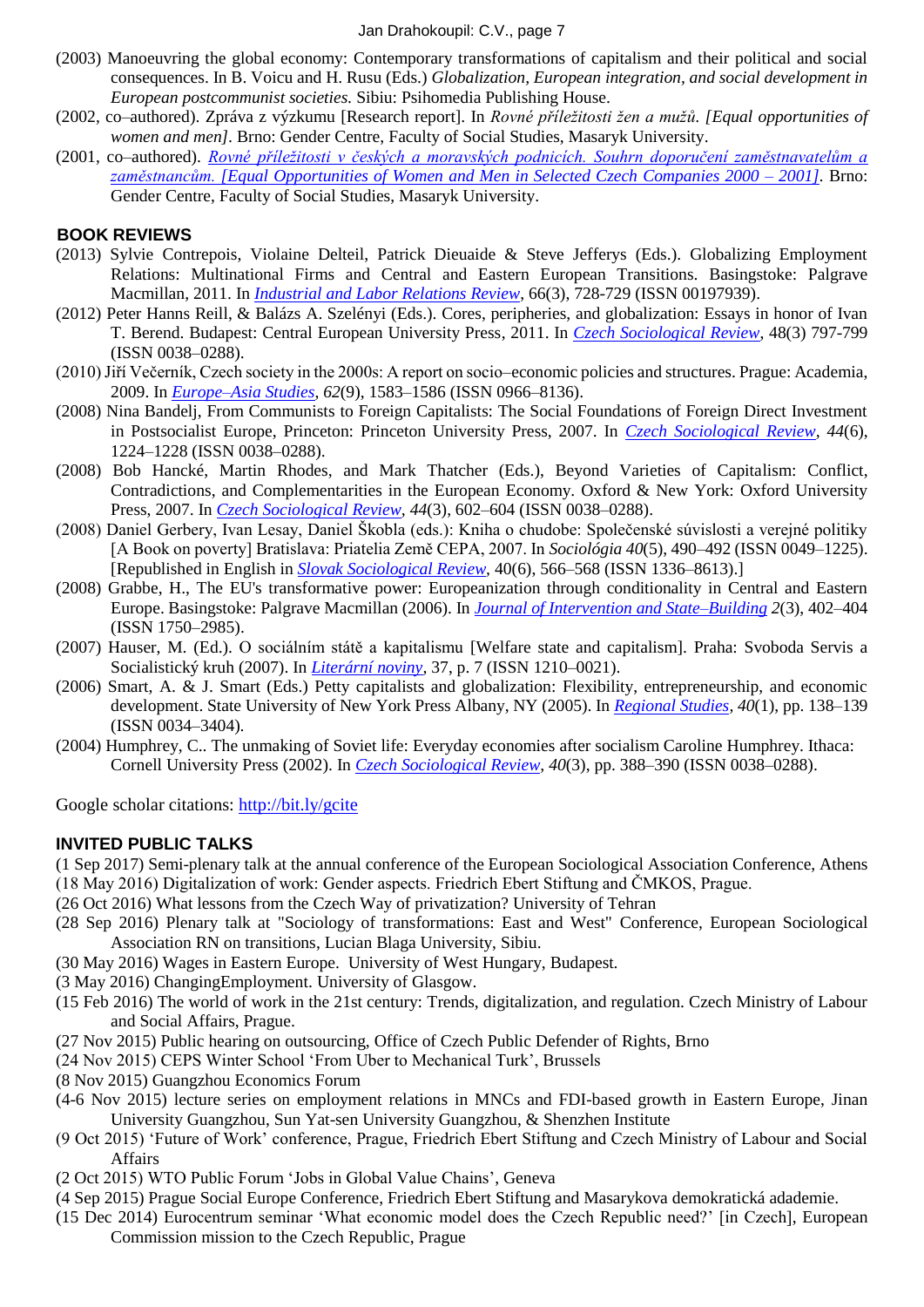(2003) Manoeuvring the global economy: Contemporary transformations of capitalism and their political and social consequences. In B. Voicu and H. Rusu (Eds.) *Globalization, European integration, and social development in European postcommunist societies.* Sibiu: Psihomedia Publishing House.

(2002, co–authored). Zpráva z výzkumu [Research report]. In *Rovné příležitosti žen a mužů. [Equal opportunities of women and men]*. Brno: Gender Centre, Faculty of Social Studies, Masaryk University.

(2001, co–authored). *Rovné příležitosti v českých a moravských podnicích. Souhrn doporučení zaměstnavatelům a zaměstnancům. [Equal Opportunities of Women and Men in Selected Czech Companies 2000 – 2001]*. Brno: Gender Centre, Faculty of Social Studies, Masaryk University.

## BOOK REVIEWS

(2013) Sylvie Contrepois, Violaine Delteil, Patrick Dieuaide & Steve Jefferys (Eds.). Globalizing Employment Relations: Multinational Firms and Central and Eastern European Transitions. Basingstoke: Palgrave Macmillan, 2011. In *Industrial and Labor Relations Review*, 66(3), 728-729 (ISSN 00197939).

(2012) Peter Hanns Reill, & Balázs A. Szelényi (Eds.). Cores, peripheries, and globalization: Essays in honor of Ivan T. Berend. Budapest: Central European University Press, 2011. In *Czech Sociological Review*, 48(3) 797-799 (ISSN 0038–0288).

(2010) Jiří Večerník, Czech society in the 2000s: A report on socio–economic policies and structures. Prague: Academia, 2009. In *Europe–Asia Studies*, *62*(9), 1583–1586 (ISSN 0966–8136).

(2008) Nina Bandelj, From Communists to Foreign Capitalists: The Social Foundations of Foreign Direct Investment in Postsocialist Europe, Princeton: Princeton University Press, 2007. In *Czech Sociological Review*, *44*(6), 1224–1228 (ISSN 0038–0288).

(2008) Bob Hancké, Martin Rhodes, and Mark Thatcher (Eds.), Beyond Varieties of Capitalism: Conflict, Contradictions, and Complementarities in the European Economy. Oxford & New York: Oxford University Press, 2007. In *Czech Sociological Review*, *44*(3), 602–604 (ISSN 0038–0288).

(2008) Daniel Gerbery, Ivan Lesay, Daniel Škobla (eds.): Kniha o chudobe: Společenské súvislosti a verejné politiky [A Book on poverty] Bratislava: Priatelia Země CEPA, 2007. In *Sociológia 40*(5), 490–492 (ISSN 0049–1225). [Republished in English in *Slovak Sociological Review*, 40(6), 566–568 (ISSN 1336–8613).]

(2008) Grabbe, H., The EU's transformative power: Europeanization through conditionality in Central and Eastern Europe. Basingstoke: Palgrave Macmillan (2006). In *Journal of Intervention and State–Building* *2*(3), 402–404 (ISSN 1750–2985).

(2007) Hauser, M. (Ed.). O sociálním státě a kapitalismu [Welfare state and capitalism]. Praha: Svoboda Servis a Socialistický kruh (2007). In *Literární noviny*, 37, p. 7 (ISSN 1210–0021).

(2006) Smart, A. & J. Smart (Eds.) Petty capitalists and globalization: Flexibility, entrepreneurship, and economic development. State University of New York Press Albany, NY (2005). In *Regional Studies*, *40*(1), pp. 138–139 (ISSN 0034–3404).

(2004) Humphrey, C.. The unmaking of Soviet life: Everyday economies after socialism Caroline Humphrey. Ithaca: Cornell University Press (2002). In *Czech Sociological Review*, *40*(3), pp. 388–390 (ISSN 0038–0288).

Google scholar citations: http://bit.ly/gcite

## INVITED PUBLIC TALKS

(1 Sep 2017) Semi-plenary talk at the annual conference of the European Sociological Association Conference, Athens

(18 May 2016) Digitalization of work: Gender aspects. Friedrich Ebert Stiftung and ČMKOS, Prague.

(26 Oct 2016) What lessons from the Czech Way of privatization? University of Tehran

(28 Sep 2016) Plenary talk at "Sociology of transformations: East and West" Conference, European Sociological Association RN on transitions, Lucian Blaga University, Sibiu.

(30 May 2016) Wages in Eastern Europe. University of West Hungary, Budapest.

(3 May 2016) ChangingEmployment. University of Glasgow.

(15 Feb 2016) The world of work in the 21st century: Trends, digitalization, and regulation. Czech Ministry of Labour and Social Affairs, Prague.

(27 Nov 2015) Public hearing on outsourcing, Office of Czech Public Defender of Rights, Brno

(24 Nov 2015) CEPS Winter School 'From Uber to Mechanical Turk', Brussels

(8 Nov 2015) Guangzhou Economics Forum

(4-6 Nov 2015) lecture series on employment relations in MNCs and FDI-based growth in Eastern Europe, Jinan University Guangzhou, Sun Yat-sen University Guangzhou, & Shenzhen Institute

(9 Oct 2015) 'Future of Work' conference, Prague, Friedrich Ebert Stiftung and Czech Ministry of Labour and Social Affairs

(2 Oct 2015) WTO Public Forum 'Jobs in Global Value Chains', Geneva

(4 Sep 2015) Prague Social Europe Conference, Friedrich Ebert Stiftung and Masarykova demokratická adademie.

(15 Dec 2014) Eurocentrum seminar 'What economic model does the Czech Republic need?' [in Czech], European Commission mission to the Czech Republic, Prague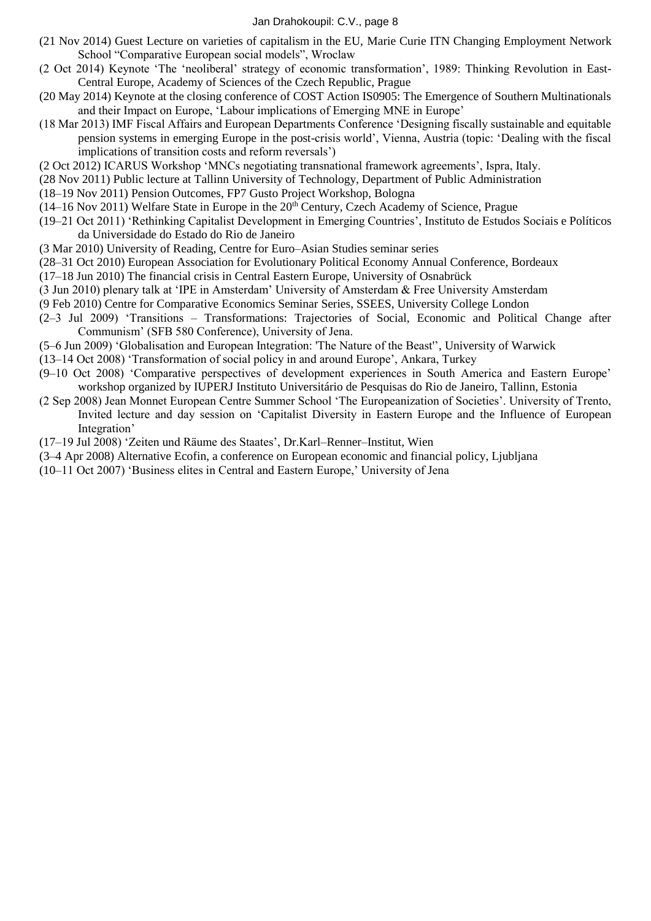(21 Nov 2014) Guest Lecture on varieties of capitalism in the EU, Marie Curie ITN Changing Employment Network School "Comparative European social models", Wroclaw

(2 Oct 2014) Keynote 'The 'neoliberal' strategy of economic transformation', 1989: Thinking Revolution in East-Central Europe, Academy of Sciences of the Czech Republic, Prague

(20 May 2014) Keynote at the closing conference of COST Action IS0905: The Emergence of Southern Multinationals and their Impact on Europe, 'Labour implications of Emerging MNE in Europe'

(18 Mar 2013) IMF Fiscal Affairs and European Departments Conference 'Designing fiscally sustainable and equitable pension systems in emerging Europe in the post-crisis world', Vienna, Austria (topic: 'Dealing with the fiscal implications of transition costs and reform reversals')

(2 Oct 2012) ICARUS Workshop 'MNCs negotiating transnational framework agreements', Ispra, Italy.

(28 Nov 2011) Public lecture at Tallinn University of Technology, Department of Public Administration

(18–19 Nov 2011) Pension Outcomes, FP7 Gusto Project Workshop, Bologna

(14–16 Nov 2011) Welfare State in Europe in the 20th Century, Czech Academy of Science, Prague

(19–21 Oct 2011) 'Rethinking Capitalist Development in Emerging Countries', Instituto de Estudos Sociais e Políticos da Universidade do Estado do Rio de Janeiro

(3 Mar 2010) University of Reading, Centre for Euro–Asian Studies seminar series

(28–31 Oct 2010) European Association for Evolutionary Political Economy Annual Conference, Bordeaux

(17–18 Jun 2010) The financial crisis in Central Eastern Europe, University of Osnabrück

(3 Jun 2010) plenary talk at 'IPE in Amsterdam' University of Amsterdam & Free University Amsterdam

(9 Feb 2010) Centre for Comparative Economics Seminar Series, SSEES, University College London

(2–3 Jul 2009) 'Transitions – Transformations: Trajectories of Social, Economic and Political Change after Communism' (SFB 580 Conference), University of Jena.

(5–6 Jun 2009) 'Globalisation and European Integration: 'The Nature of the Beast'', University of Warwick

(13–14 Oct 2008) 'Transformation of social policy in and around Europe', Ankara, Turkey

(9–10 Oct 2008) 'Comparative perspectives of development experiences in South America and Eastern Europe' workshop organized by IUPERJ Instituto Universitário de Pesquisas do Rio de Janeiro, Tallinn, Estonia

(2 Sep 2008) Jean Monnet European Centre Summer School 'The Europeanization of Societies'. University of Trento, Invited lecture and day session on 'Capitalist Diversity in Eastern Europe and the Influence of European Integration'

(17–19 Jul 2008) 'Zeiten und Räume des Staates', Dr.Karl–Renner–Institut, Wien

(3–4 Apr 2008) Alternative Ecofin, a conference on European economic and financial policy, Ljubljana

(10–11 Oct 2007) 'Business elites in Central and Eastern Europe,' University of Jena